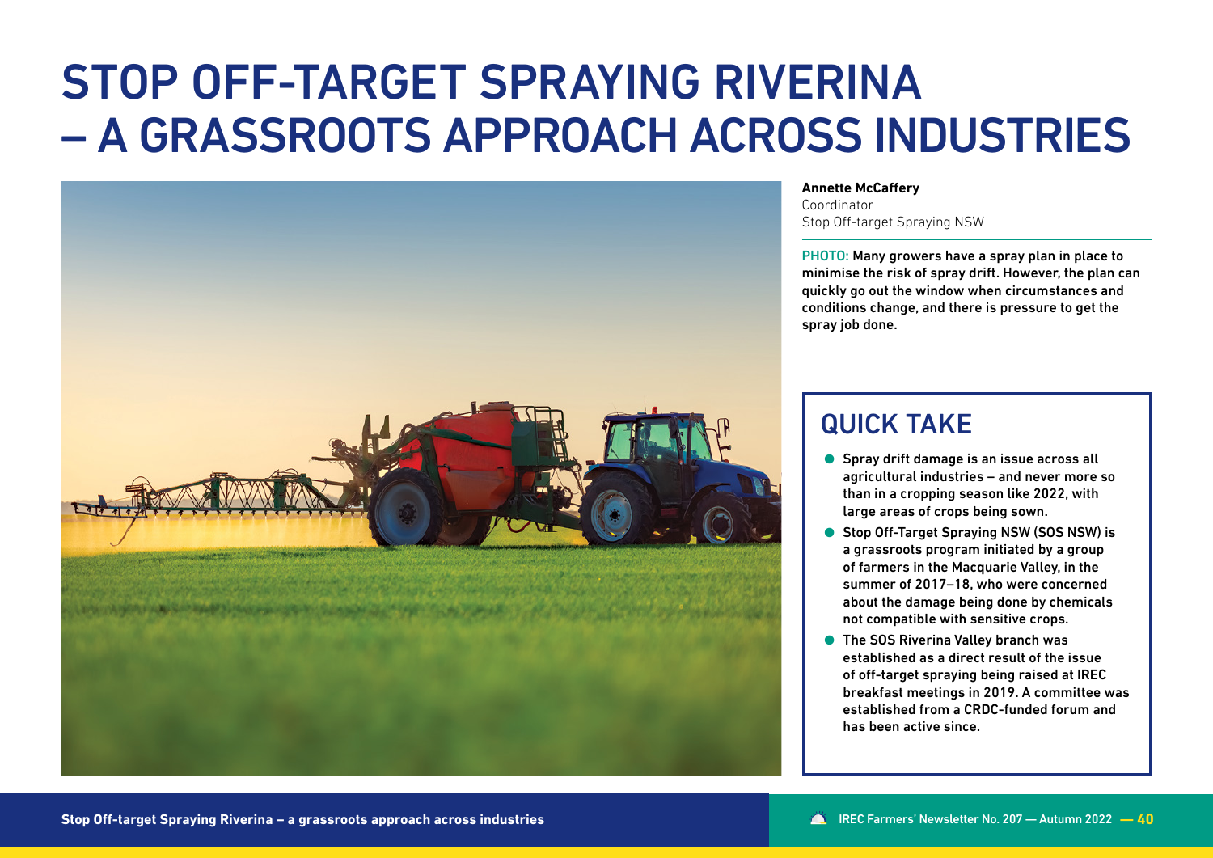# STOP OFF-TARGET SPRAYING RIVERINA – A GRASSROOTS APPROACH ACROSS INDUSTRIES

**Annette McCaffery**
Coordinator
Stop Off-target Spraying NSW

PHOTO: Many growers have a spray plan in place to minimise the risk of spray drift. However, the plan can quickly go out the window when circumstances and conditions change, and there is pressure to get the spray job done.

## QUICK TAKE

- Spray drift damage is an issue across all agricultural industries – and never more so than in a cropping season like 2022, with large areas of crops being sown.
- Stop Off-Target Spraying NSW (SOS NSW) is a grassroots program initiated by a group of farmers in the Macquarie Valley, in the summer of 2017–18, who were concerned about the damage being done by chemicals not compatible with sensitive crops.
- The SOS Riverina Valley branch was established as a direct result of the issue of off-target spraying being raised at IREC breakfast meetings in 2019. A committee was established from a CRDC-funded forum and has been active since.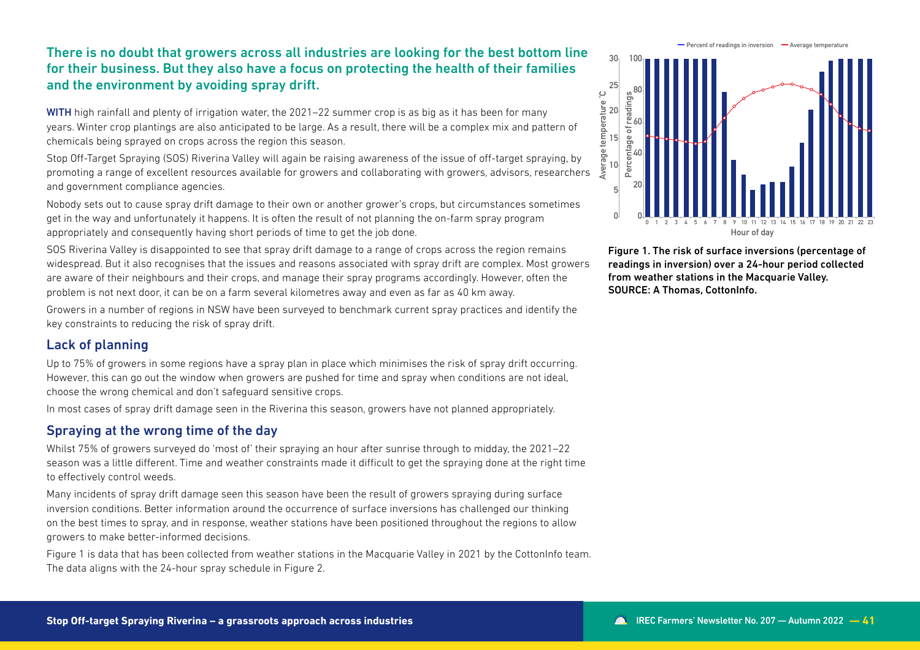## There is no doubt that growers across all industries are looking for the best bottom line for their business. But they also have a focus on protecting the health of their families and the environment by avoiding spray drift.

**WITH** high rainfall and plenty of irrigation water, the 2021–22 summer crop is as big as it has been for many years. Winter crop plantings are also anticipated to be large. As a result, there will be a complex mix and pattern of chemicals being sprayed on crops across the region this season.

Stop Off-Target Spraying (SOS) Riverina Valley will again be raising awareness of the issue of off-target spraying, by promoting a range of excellent resources available for growers and collaborating with growers, advisors, researchers and government compliance agencies.

Nobody sets out to cause spray drift damage to their own or another grower's crops, but circumstances sometimes get in the way and unfortunately it happens. It is often the result of not planning the on-farm spray program appropriately and consequently having short periods of time to get the job done.

SOS Riverina Valley is disappointed to see that spray drift damage to a range of crops across the region remains widespread. But it also recognises that the issues and reasons associated with spray drift are complex. Most growers are aware of their neighbours and their crops, and manage their spray programs accordingly. However, often the problem is not next door, it can be on a farm several kilometres away and even as far as 40 km away.

Growers in a number of regions in NSW have been surveyed to benchmark current spray practices and identify the key constraints to reducing the risk of spray drift.

### Lack of planning

Up to 75% of growers in some regions have a spray plan in place which minimises the risk of spray drift occurring. However, this can go out the window when growers are pushed for time and spray when conditions are not ideal, choose the wrong chemical and don't safeguard sensitive crops.

In most cases of spray drift damage seen in the Riverina this season, growers have not planned appropriately.

### Spraying at the wrong time of the day

Whilst 75% of growers surveyed do 'most of' their spraying an hour after sunrise through to midday, the 2021–22 season was a little different. Time and weather constraints made it difficult to get the spraying done at the right time to effectively control weeds.

Many incidents of spray drift damage seen this season have been the result of growers spraying during surface inversion conditions. Better information around the occurrence of surface inversions has challenged our thinking on the best times to spray, and in response, weather stations have been positioned throughout the regions to allow growers to make better-informed decisions.

Figure 1 is data that has been collected from weather stations in the Macquarie Valley in 2021 by the CottonInfo team. The data aligns with the 24-hour spray schedule in Figure 2.

**Figure 1. The risk of surface inversions (percentage of readings in inversion) over a 24-hour period collected from weather stations in the Macquarie Valley. SOURCE: A Thomas, CottonInfo.**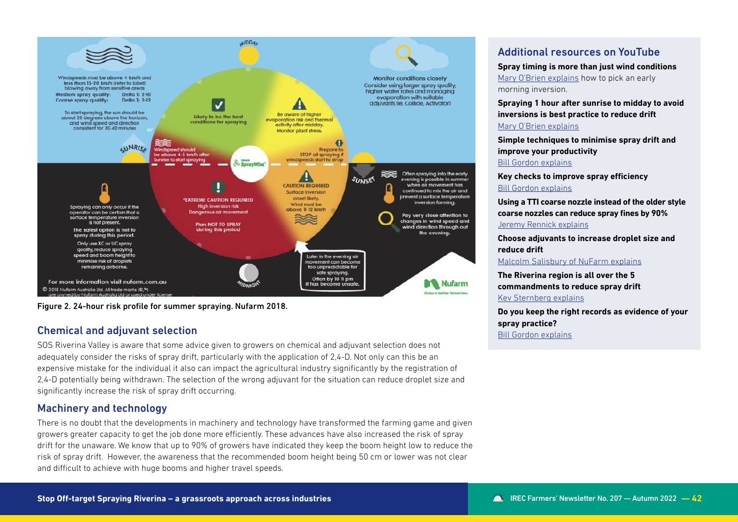Figure 2. 24-hour risk profile for summer spraying. Nufarm 2018.

## Chemical and adjuvant selection

SOS Riverina Valley is aware that some advice given to growers on chemical and adjuvant selection does not adequately consider the risks of spray drift, particularly with the application of 2,4-D. Not only can this be an expensive mistake for the individual it also can impact the agricultural industry significantly by the registration of 2,4-D potentially being withdrawn. The selection of the wrong adjuvant for the situation can reduce droplet size and significantly increase the risk of spray drift occurring.

## Machinery and technology

There is no doubt that the developments in machinery and technology have transformed the farming game and given growers greater capacity to get the job done more efficiently. These advances have also increased the risk of spray drift for the unaware. We know that up to 90% of growers have indicated they keep the boom height low to reduce the risk of spray drift. However, the awareness that the recommended boom height being 50 cm or lower was not clear and difficult to achieve with huge booms and higher travel speeds.

## Additional resources on YouTube

**Spray timing is more than just wind conditions**
Mary O'Brien explains how to pick an early morning inversion.

**Spraying 1 hour after sunrise to midday to avoid inversions is best practice to reduce drift**
Mary O'Brien explains

**Simple techniques to minimise spray drift and improve your productivity**
Bill Gordon explains

**Key checks to improve spray efficiency**
Bill Gordon explains

**Using a TTI coarse nozzle instead of the older style coarse nozzles can reduce spray fines by 90%**
Jeremy Rennick explains

**Choose adjuvants to increase droplet size and reduce drift**
Malcolm Salisbury of NuFarm explains

**The Riverina region is all over the 5 commandments to reduce spray drift**
Kev Sternberg explains

**Do you keep the right records as evidence of your spray practice?**
Bill Gordon explains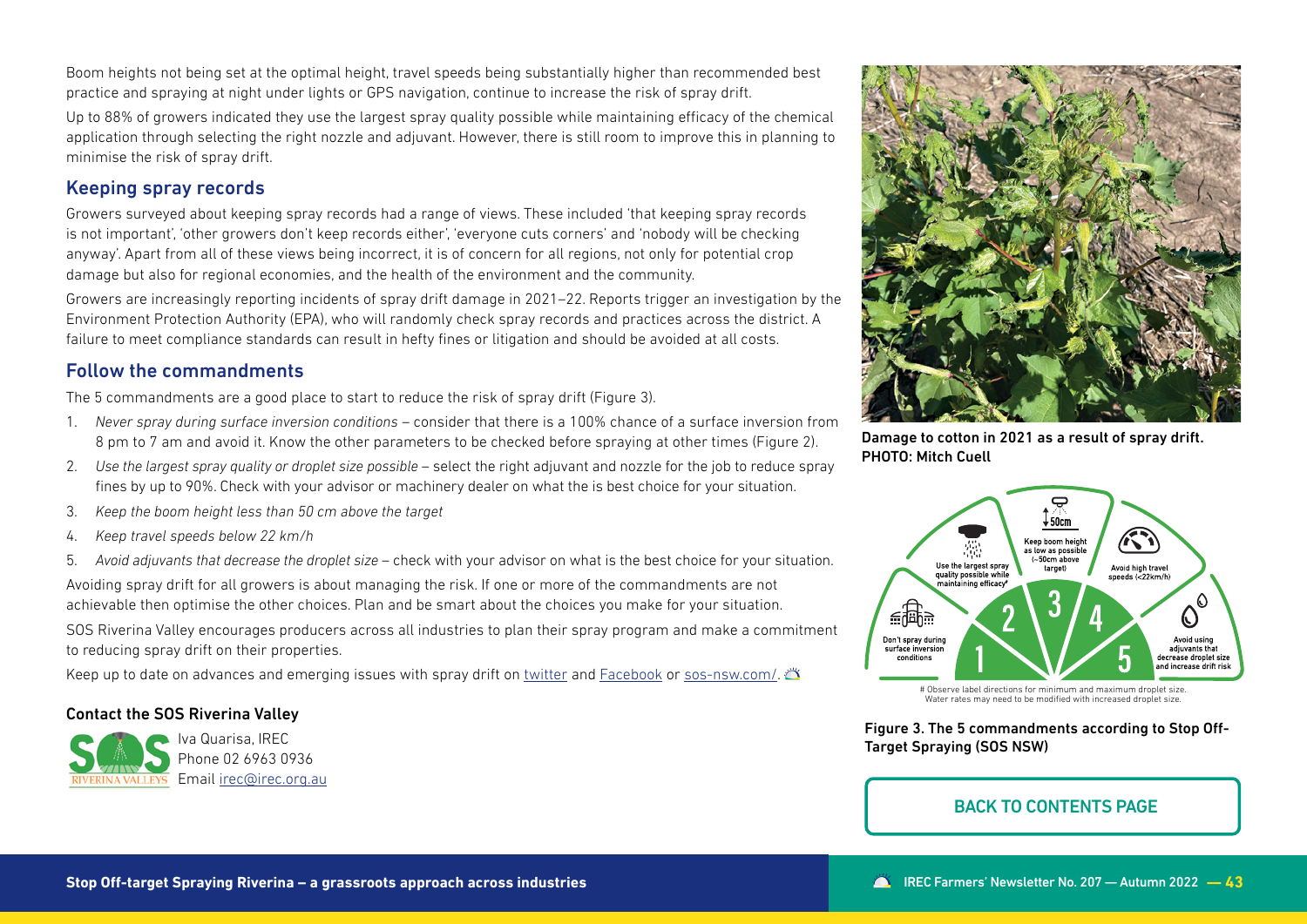Boom heights not being set at the optimal height, travel speeds being substantially higher than recommended best practice and spraying at night under lights or GPS navigation, continue to increase the risk of spray drift.

Up to 88% of growers indicated they use the largest spray quality possible while maintaining efficacy of the chemical application through selecting the right nozzle and adjuvant. However, there is still room to improve this in planning to minimise the risk of spray drift.

## Keeping spray records

Growers surveyed about keeping spray records had a range of views. These included 'that keeping spray records is not important', 'other growers don't keep records either', 'everyone cuts corners' and 'nobody will be checking anyway'. Apart from all of these views being incorrect, it is of concern for all regions, not only for potential crop damage but also for regional economies, and the health of the environment and the community.

Growers are increasingly reporting incidents of spray drift damage in 2021–22. Reports trigger an investigation by the Environment Protection Authority (EPA), who will randomly check spray records and practices across the district. A failure to meet compliance standards can result in hefty fines or litigation and should be avoided at all costs.

## Follow the commandments

The 5 commandments are a good place to start to reduce the risk of spray drift (Figure 3).

1. *Never spray during surface inversion conditions* – consider that there is a 100% chance of a surface inversion from 8 pm to 7 am and avoid it. Know the other parameters to be checked before spraying at other times (Figure 2).
2. *Use the largest spray quality or droplet size possible* – select the right adjuvant and nozzle for the job to reduce spray fines by up to 90%. Check with your advisor or machinery dealer on what the is best choice for your situation.
3. *Keep the boom height less than 50 cm above the target*
4. *Keep travel speeds below 22 km/h*
5. *Avoid adjuvants that decrease the droplet size* – check with your advisor on what is the best choice for your situation.

Avoiding spray drift for all growers is about managing the risk. If one or more of the commandments are not achievable then optimise the other choices. Plan and be smart about the choices you make for your situation.

SOS Riverina Valley encourages producers across all industries to plan their spray program and make a commitment to reducing spray drift on their properties.

Keep up to date on advances and emerging issues with spray drift on twitter and Facebook or sos-nsw.com/.

**Contact the SOS Riverina Valley**

Iva Quarisa, IREC
Phone 02 6963 0936
Email irec@irec.org.au

**Damage to cotton in 2021 as a result of spray drift. PHOTO: Mitch Cuell**

1 Don't spray during surface inversion conditions
2 Use the largest spray quality possible while maintaining efficacy#
3 50cm Keep boom height as low as possible (~50cm above target)
4 Avoid high travel speeds (<22km/h)
5 Avoid using adjuvants that decrease droplet size and increase drift risk

# Observe label directions for minimum and maximum droplet size. Water rates may need to be modified with increased droplet size.

**Figure 3. The 5 commandments according to Stop Off-Target Spraying (SOS NSW)**

BACK TO CONTENTS PAGE